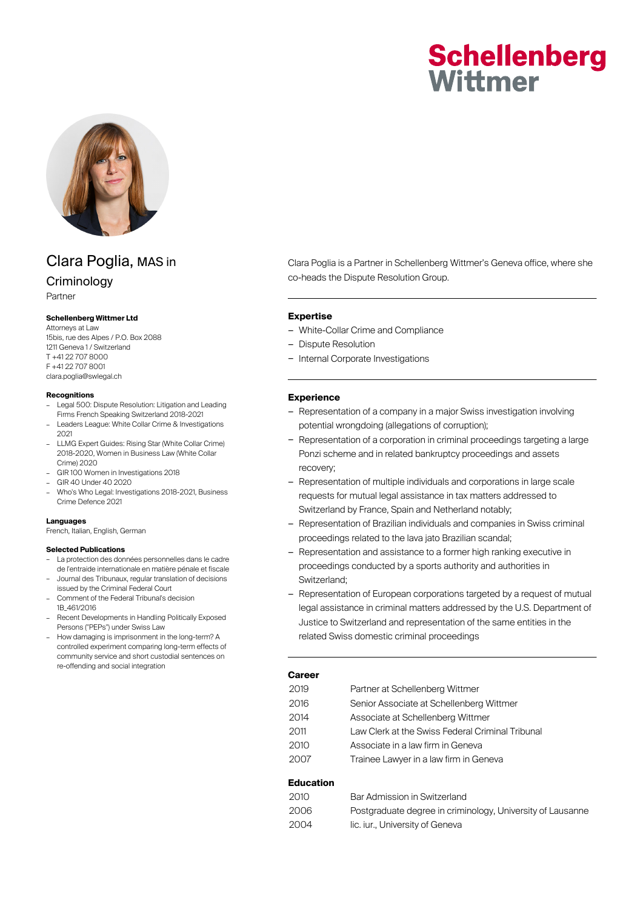Schellenberg Wittmer

# Clara Poglia, MAS in Criminology

Partner

**Schellenberg Wittmer Ltd**
Attorneys at Law
15bis, rue des Alpes / P.O. Box 2088
1211 Geneva 1 / Switzerland
T +41 22 707 8000
F +41 22 707 8001
clara.poglia@swlegal.ch

**Recognitions**

- Legal 500: Dispute Resolution: Litigation and Leading Firms French Speaking Switzerland 2018-2021
- Leaders League: White Collar Crime & Investigations 2021
- LLMG Expert Guides: Rising Star (White Collar Crime) 2018-2020, Women in Business Law (White Collar Crime) 2020
- GIR 100 Women in Investigations 2018
- GIR 40 Under 40 2020
- Who's Who Legal: Investigations 2018-2021, Business Crime Defence 2021

**Languages**

French, Italian, English, German

**Selected Publications**

- La protection des données personnelles dans le cadre de l'entraide internationale en matière pénale et fiscale
- Journal des Tribunaux, regular translation of decisions issued by the Criminal Federal Court
- Comment of the Federal Tribunal's decision 1B_461/2016
- Recent Developments in Handling Politically Exposed Persons ("PEPs") under Swiss Law
- How damaging is imprisonment in the long-term? A controlled experiment comparing long-term effects of community service and short custodial sentences on re-offending and social integration

Clara Poglia is a Partner in Schellenberg Wittmer's Geneva office, where she co-heads the Dispute Resolution Group.

## Expertise

- White-Collar Crime and Compliance
- Dispute Resolution
- Internal Corporate Investigations

## Experience

- Representation of a company in a major Swiss investigation involving potential wrongdoing (allegations of corruption);
- Representation of a corporation in criminal proceedings targeting a large Ponzi scheme and in related bankruptcy proceedings and assets recovery;
- Representation of multiple individuals and corporations in large scale requests for mutual legal assistance in tax matters addressed to Switzerland by France, Spain and Netherland notably;
- Representation of Brazilian individuals and companies in Swiss criminal proceedings related to the lava jato Brazilian scandal;
- Representation and assistance to a former high ranking executive in proceedings conducted by a sports authority and authorities in Switzerland;
- Representation of European corporations targeted by a request of mutual legal assistance in criminal matters addressed by the U.S. Department of Justice to Switzerland and representation of the same entities in the related Swiss domestic criminal proceedings

## Career

| | |
|---|---|
| 2019 | Partner at Schellenberg Wittmer |
| 2016 | Senior Associate at Schellenberg Wittmer |
| 2014 | Associate at Schellenberg Wittmer |
| 2011 | Law Clerk at the Swiss Federal Criminal Tribunal |
| 2010 | Associate in a law firm in Geneva |
| 2007 | Trainee Lawyer in a law firm in Geneva |

## Education

| | |
|---|---|
| 2010 | Bar Admission in Switzerland |
| 2006 | Postgraduate degree in criminology, University of Lausanne |
| 2004 | lic. iur., University of Geneva |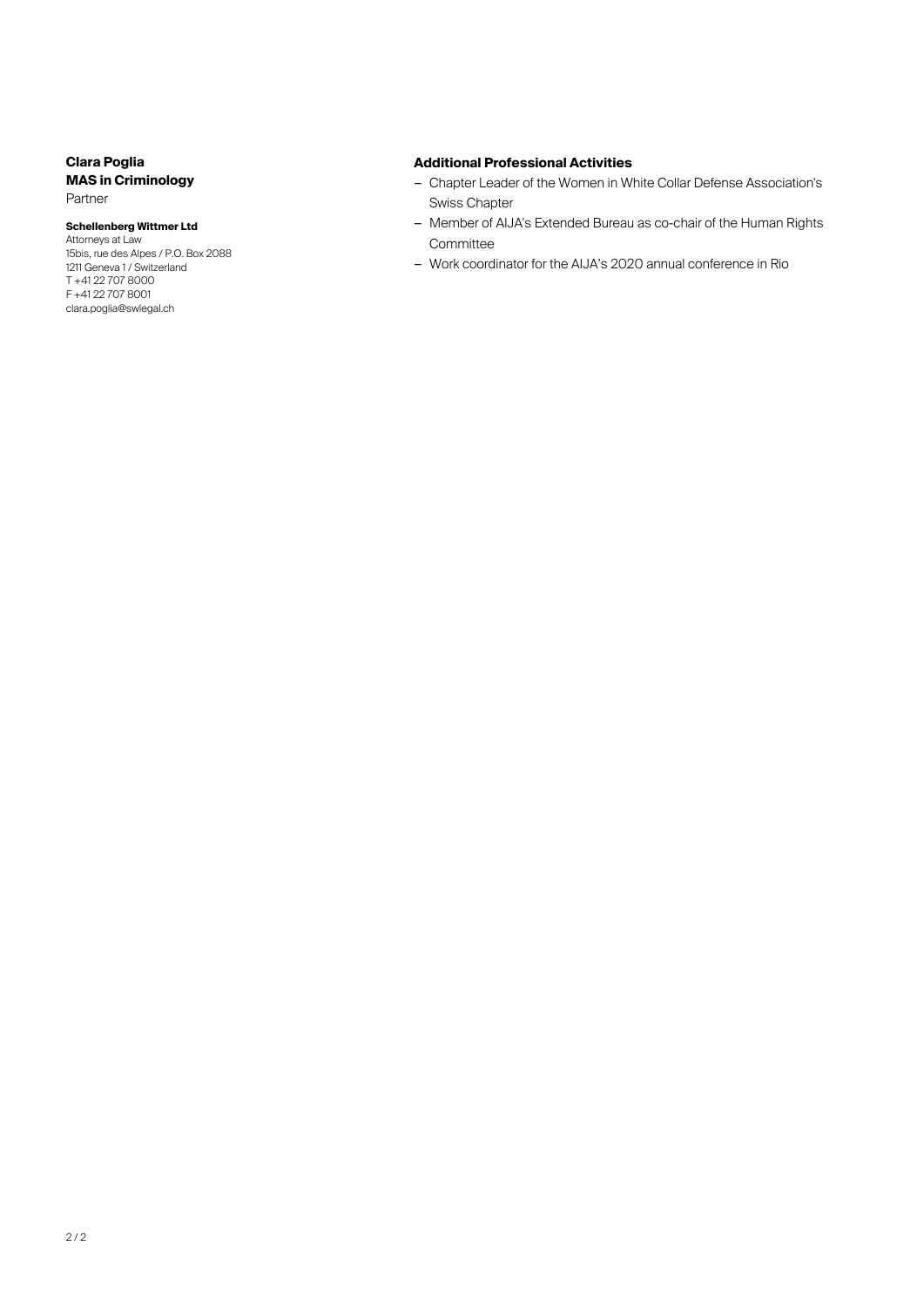**Clara Poglia**
**MAS in Criminology**
Partner

**Schellenberg Wittmer Ltd**
Attorneys at Law
15bis, rue des Alpes / P.O. Box 2088
1211 Geneva 1 / Switzerland
T +41 22 707 8000
F +41 22 707 8001
clara.poglia@swlegal.ch

**Additional Professional Activities**

- Chapter Leader of the Women in White Collar Defense Association's Swiss Chapter
- Member of AIJA's Extended Bureau as co-chair of the Human Rights Committee
- Work coordinator for the AIJA's 2020 annual conference in Rio